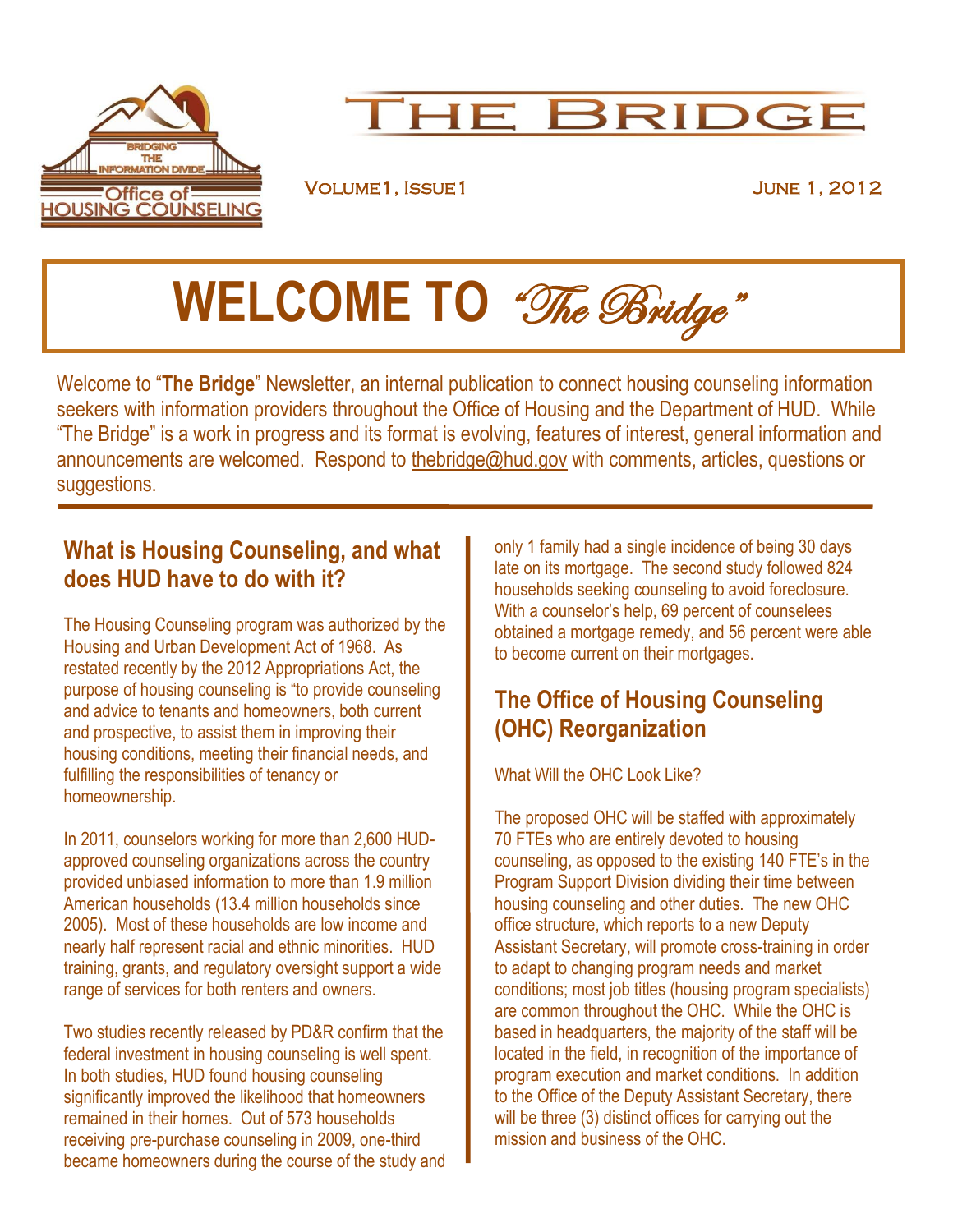# The Bridge

Volume 1, Issue 1 — June 1, 2012

# WELCOME TO *"The Bridge"*

Welcome to "**The Bridge**" Newsletter, an internal publication to connect housing counseling information seekers with information providers throughout the Office of Housing and the Department of HUD. While "The Bridge" is a work in progress and its format is evolving, features of interest, general information and announcements are welcomed. Respond to thebridge@hud.gov with comments, articles, questions or suggestions.

## What is Housing Counseling, and what does HUD have to do with it?

The Housing Counseling program was authorized by the Housing and Urban Development Act of 1968. As restated recently by the 2012 Appropriations Act, the purpose of housing counseling is "to provide counseling and advice to tenants and homeowners, both current and prospective, to assist them in improving their housing conditions, meeting their financial needs, and fulfilling the responsibilities of tenancy or homeownership.

In 2011, counselors working for more than 2,600 HUD-approved counseling organizations across the country provided unbiased information to more than 1.9 million American households (13.4 million households since 2005). Most of these households are low income and nearly half represent racial and ethnic minorities. HUD training, grants, and regulatory oversight support a wide range of services for both renters and owners.

Two studies recently released by PD&R confirm that the federal investment in housing counseling is well spent. In both studies, HUD found housing counseling significantly improved the likelihood that homeowners remained in their homes. Out of 573 households receiving pre-purchase counseling in 2009, one-third became homeowners during the course of the study and only 1 family had a single incidence of being 30 days late on its mortgage. The second study followed 824 households seeking counseling to avoid foreclosure. With a counselor's help, 69 percent of counselees obtained a mortgage remedy, and 56 percent were able to become current on their mortgages.

## The Office of Housing Counseling (OHC) Reorganization

What Will the OHC Look Like?

The proposed OHC will be staffed with approximately 70 FTEs who are entirely devoted to housing counseling, as opposed to the existing 140 FTE's in the Program Support Division dividing their time between housing counseling and other duties. The new OHC office structure, which reports to a new Deputy Assistant Secretary, will promote cross-training in order to adapt to changing program needs and market conditions; most job titles (housing program specialists) are common throughout the OHC. While the OHC is based in headquarters, the majority of the staff will be located in the field, in recognition of the importance of program execution and market conditions. In addition to the Office of the Deputy Assistant Secretary, there will be three (3) distinct offices for carrying out the mission and business of the OHC.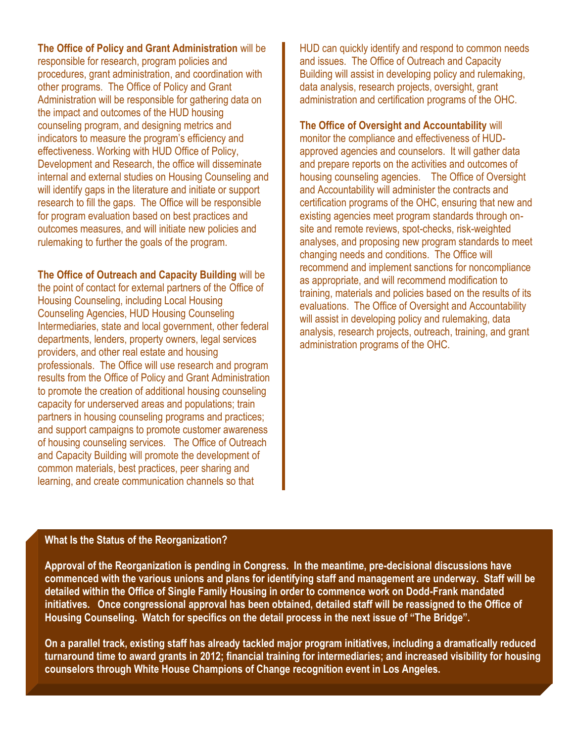**The Office of Policy and Grant Administration** will be responsible for research, program policies and procedures, grant administration, and coordination with other programs. The Office of Policy and Grant Administration will be responsible for gathering data on the impact and outcomes of the HUD housing counseling program, and designing metrics and indicators to measure the program's efficiency and effectiveness. Working with HUD Office of Policy, Development and Research, the office will disseminate internal and external studies on Housing Counseling and will identify gaps in the literature and initiate or support research to fill the gaps. The Office will be responsible for program evaluation based on best practices and outcomes measures, and will initiate new policies and rulemaking to further the goals of the program.

**The Office of Outreach and Capacity Building** will be the point of contact for external partners of the Office of Housing Counseling, including Local Housing Counseling Agencies, HUD Housing Counseling Intermediaries, state and local government, other federal departments, lenders, property owners, legal services providers, and other real estate and housing professionals. The Office will use research and program results from the Office of Policy and Grant Administration to promote the creation of additional housing counseling capacity for underserved areas and populations; train partners in housing counseling programs and practices; and support campaigns to promote customer awareness of housing counseling services. The Office of Outreach and Capacity Building will promote the development of common materials, best practices, peer sharing and learning, and create communication channels so that HUD can quickly identify and respond to common needs and issues. The Office of Outreach and Capacity Building will assist in developing policy and rulemaking, data analysis, research projects, oversight, grant administration and certification programs of the OHC.

**The Office of Oversight and Accountability** will monitor the compliance and effectiveness of HUD-approved agencies and counselors. It will gather data and prepare reports on the activities and outcomes of housing counseling agencies. The Office of Oversight and Accountability will administer the contracts and certification programs of the OHC, ensuring that new and existing agencies meet program standards through on-site and remote reviews, spot-checks, risk-weighted analyses, and proposing new program standards to meet changing needs and conditions. The Office will recommend and implement sanctions for noncompliance as appropriate, and will recommend modification to training, materials and policies based on the results of its evaluations. The Office of Oversight and Accountability will assist in developing policy and rulemaking, data analysis, research projects, outreach, training, and grant administration programs of the OHC.

**What Is the Status of the Reorganization?**

**Approval of the Reorganization is pending in Congress. In the meantime, pre-decisional discussions have commenced with the various unions and plans for identifying staff and management are underway. Staff will be detailed within the Office of Single Family Housing in order to commence work on Dodd-Frank mandated initiatives. Once congressional approval has been obtained, detailed staff will be reassigned to the Office of Housing Counseling. Watch for specifics on the detail process in the next issue of "The Bridge".**

**On a parallel track, existing staff has already tackled major program initiatives, including a dramatically reduced turnaround time to award grants in 2012; financial training for intermediaries; and increased visibility for housing counselors through White House Champions of Change recognition event in Los Angeles.**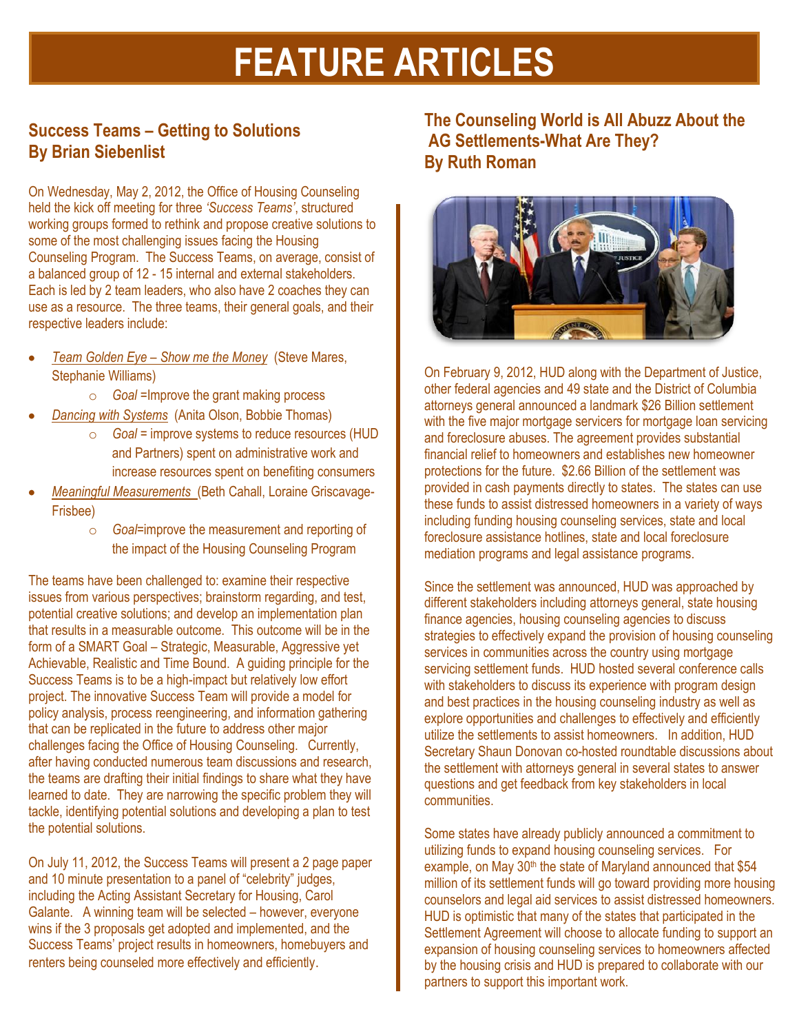# FEATURE ARTICLES

## Success Teams – Getting to Solutions
## By Brian Siebenlist

On Wednesday, May 2, 2012, the Office of Housing Counseling held the kick off meeting for three *'Success Teams'*, structured working groups formed to rethink and propose creative solutions to some of the most challenging issues facing the Housing Counseling Program. The Success Teams, on average, consist of a balanced group of 12 - 15 internal and external stakeholders. Each is led by 2 team leaders, who also have 2 coaches they can use as a resource. The three teams, their general goals, and their respective leaders include:

- *Team Golden Eye – Show me the Money* (Steve Mares, Stephanie Williams)
  - *Goal* =Improve the grant making process
- *Dancing with Systems* (Anita Olson, Bobbie Thomas)
  - *Goal* = improve systems to reduce resources (HUD and Partners) spent on administrative work and increase resources spent on benefiting consumers
- *Meaningful Measurements* (Beth Cahall, Loraine Griscavage-Frisbee)
  - *Goal*=improve the measurement and reporting of the impact of the Housing Counseling Program

The teams have been challenged to: examine their respective issues from various perspectives; brainstorm regarding, and test, potential creative solutions; and develop an implementation plan that results in a measurable outcome. This outcome will be in the form of a SMART Goal – Strategic, Measurable, Aggressive yet Achievable, Realistic and Time Bound. A guiding principle for the Success Teams is to be a high-impact but relatively low effort project. The innovative Success Team will provide a model for policy analysis, process reengineering, and information gathering that can be replicated in the future to address other major challenges facing the Office of Housing Counseling. Currently, after having conducted numerous team discussions and research, the teams are drafting their initial findings to share what they have learned to date. They are narrowing the specific problem they will tackle, identifying potential solutions and developing a plan to test the potential solutions.

On July 11, 2012, the Success Teams will present a 2 page paper and 10 minute presentation to a panel of "celebrity" judges, including the Acting Assistant Secretary for Housing, Carol Galante. A winning team will be selected – however, everyone wins if the 3 proposals get adopted and implemented, and the Success Teams' project results in homeowners, homebuyers and renters being counseled more effectively and efficiently.

## The Counseling World is All Abuzz About the AG Settlements-What Are They?
## By Ruth Roman

On February 9, 2012, HUD along with the Department of Justice, other federal agencies and 49 state and the District of Columbia attorneys general announced a landmark $26 Billion settlement with the five major mortgage servicers for mortgage loan servicing and foreclosure abuses. The agreement provides substantial financial relief to homeowners and establishes new homeowner protections for the future. $2.66 Billion of the settlement was provided in cash payments directly to states. The states can use these funds to assist distressed homeowners in a variety of ways including funding housing counseling services, state and local foreclosure assistance hotlines, state and local foreclosure mediation programs and legal assistance programs.

Since the settlement was announced, HUD was approached by different stakeholders including attorneys general, state housing finance agencies, housing counseling agencies to discuss strategies to effectively expand the provision of housing counseling services in communities across the country using mortgage servicing settlement funds. HUD hosted several conference calls with stakeholders to discuss its experience with program design and best practices in the housing counseling industry as well as explore opportunities and challenges to effectively and efficiently utilize the settlements to assist homeowners. In addition, HUD Secretary Shaun Donovan co-hosted roundtable discussions about the settlement with attorneys general in several states to answer questions and get feedback from key stakeholders in local communities.

Some states have already publicly announced a commitment to utilizing funds to expand housing counseling services. For example, on May 30th the state of Maryland announced that $54 million of its settlement funds will go toward providing more housing counselors and legal aid services to assist distressed homeowners. HUD is optimistic that many of the states that participated in the Settlement Agreement will choose to allocate funding to support an expansion of housing counseling services to homeowners affected by the housing crisis and HUD is prepared to collaborate with our partners to support this important work.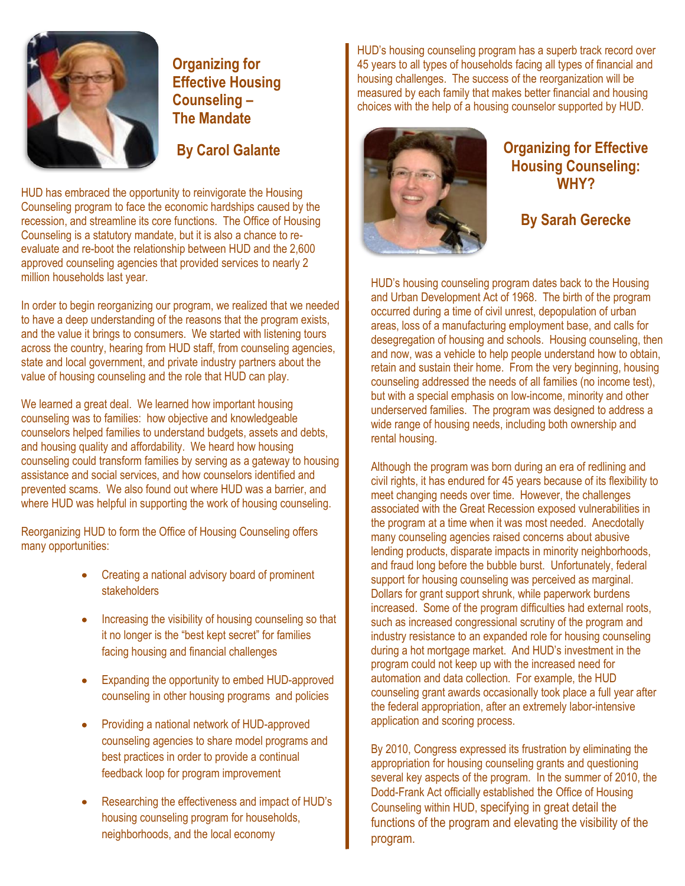## Organizing for Effective Housing Counseling – The Mandate

**By Carol Galante**

HUD has embraced the opportunity to reinvigorate the Housing Counseling program to face the economic hardships caused by the recession, and streamline its core functions. The Office of Housing Counseling is a statutory mandate, but it is also a chance to re-evaluate and re-boot the relationship between HUD and the 2,600 approved counseling agencies that provided services to nearly 2 million households last year.

In order to begin reorganizing our program, we realized that we needed to have a deep understanding of the reasons that the program exists, and the value it brings to consumers. We started with listening tours across the country, hearing from HUD staff, from counseling agencies, state and local government, and private industry partners about the value of housing counseling and the role that HUD can play.

We learned a great deal. We learned how important housing counseling was to families: how objective and knowledgeable counselors helped families to understand budgets, assets and debts, and housing quality and affordability. We heard how housing counseling could transform families by serving as a gateway to housing assistance and social services, and how counselors identified and prevented scams. We also found out where HUD was a barrier, and where HUD was helpful in supporting the work of housing counseling.

Reorganizing HUD to form the Office of Housing Counseling offers many opportunities:

- Creating a national advisory board of prominent stakeholders
- Increasing the visibility of housing counseling so that it no longer is the "best kept secret" for families facing housing and financial challenges
- Expanding the opportunity to embed HUD-approved counseling in other housing programs and policies
- Providing a national network of HUD-approved counseling agencies to share model programs and best practices in order to provide a continual feedback loop for program improvement
- Researching the effectiveness and impact of HUD's housing counseling program for households, neighborhoods, and the local economy

HUD's housing counseling program has a superb track record over 45 years to all types of households facing all types of financial and housing challenges. The success of the reorganization will be measured by each family that makes better financial and housing choices with the help of a housing counselor supported by HUD.

## Organizing for Effective Housing Counseling: WHY?

**By Sarah Gerecke**

HUD's housing counseling program dates back to the Housing and Urban Development Act of 1968. The birth of the program occurred during a time of civil unrest, depopulation of urban areas, loss of a manufacturing employment base, and calls for desegregation of housing and schools. Housing counseling, then and now, was a vehicle to help people understand how to obtain, retain and sustain their home. From the very beginning, housing counseling addressed the needs of all families (no income test), but with a special emphasis on low-income, minority and other underserved families. The program was designed to address a wide range of housing needs, including both ownership and rental housing.

Although the program was born during an era of redlining and civil rights, it has endured for 45 years because of its flexibility to meet changing needs over time. However, the challenges associated with the Great Recession exposed vulnerabilities in the program at a time when it was most needed. Anecdotally many counseling agencies raised concerns about abusive lending products, disparate impacts in minority neighborhoods, and fraud long before the bubble burst. Unfortunately, federal support for housing counseling was perceived as marginal. Dollars for grant support shrunk, while paperwork burdens increased. Some of the program difficulties had external roots, such as increased congressional scrutiny of the program and industry resistance to an expanded role for housing counseling during a hot mortgage market. And HUD's investment in the program could not keep up with the increased need for automation and data collection. For example, the HUD counseling grant awards occasionally took place a full year after the federal appropriation, after an extremely labor-intensive application and scoring process.

By 2010, Congress expressed its frustration by eliminating the appropriation for housing counseling grants and questioning several key aspects of the program. In the summer of 2010, the Dodd-Frank Act officially established the Office of Housing Counseling within HUD, specifying in great detail the functions of the program and elevating the visibility of the program.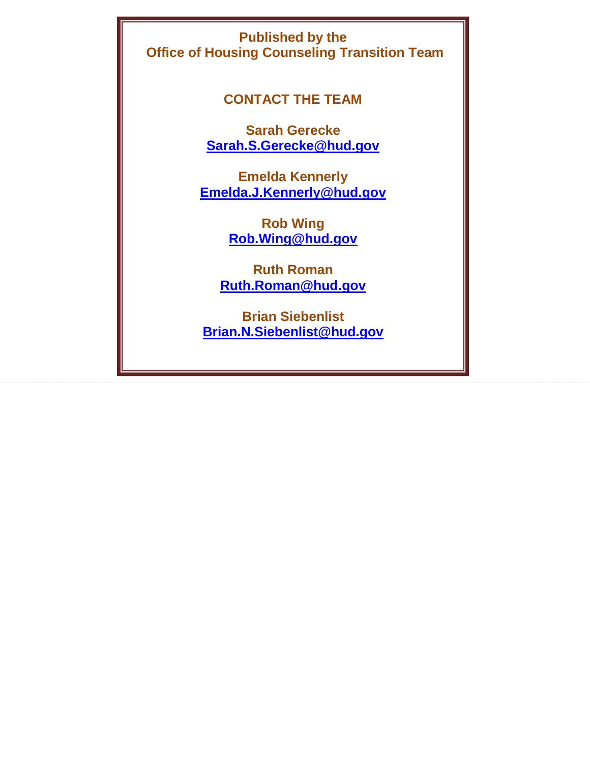**Published by the**
**Office of Housing Counseling Transition Team**

**CONTACT THE TEAM**

**Sarah Gerecke**
**Sarah.S.Gerecke@hud.gov**

**Emelda Kennerly**
**Emelda.J.Kennerly@hud.gov**

**Rob Wing**
**Rob.Wing@hud.gov**

**Ruth Roman**
**Ruth.Roman@hud.gov**

**Brian Siebenlist**
**Brian.N.Siebenlist@hud.gov**